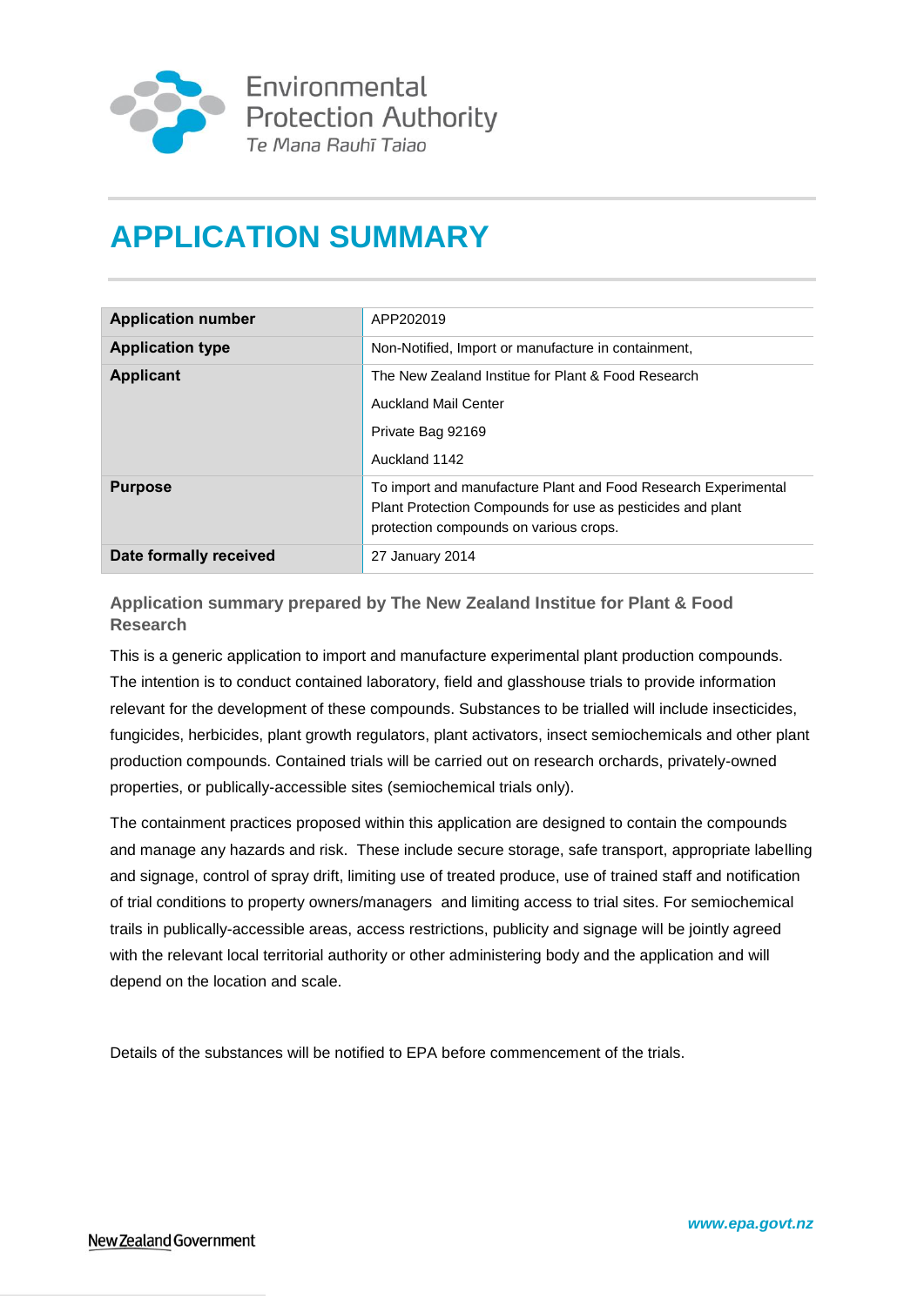Environmental Protection Authority
*Te Mana Rauhī Taiao*

# APPLICATION SUMMARY

| | |
|---|---|
| **Application number** | APP202019 |
| **Application type** | Non-Notified, Import or manufacture in containment, |
| **Applicant** | The New Zealand Institute for Plant & Food Research<br>Auckland Mail Center<br>Private Bag 92169<br>Auckland 1142 |
| **Purpose** | To import and manufacture Plant and Food Research Experimental Plant Protection Compounds for use as pesticides and plant protection compounds on various crops. |
| **Date formally received** | 27 January 2014 |

## Application summary prepared by The New Zealand Institue for Plant & Food Research

This is a generic application to import and manufacture experimental plant production compounds. The intention is to conduct contained laboratory, field and glasshouse trials to provide information relevant for the development of these compounds. Substances to be trialled will include insecticides, fungicides, herbicides, plant growth regulators, plant activators, insect semiochemicals and other plant production compounds. Contained trials will be carried out on research orchards, privately-owned properties, or publically-accessible sites (semiochemical trials only).

The containment practices proposed within this application are designed to contain the compounds and manage any hazards and risk. These include secure storage, safe transport, appropriate labelling and signage, control of spray drift, limiting use of treated produce, use of trained staff and notification of trial conditions to property owners/managers and limiting access to trial sites. For semiochemical trails in publically-accessible areas, access restrictions, publicity and signage will be jointly agreed with the relevant local territorial authority or other administering body and the application and will depend on the location and scale.

Details of the substances will be notified to EPA before commencement of the trials.